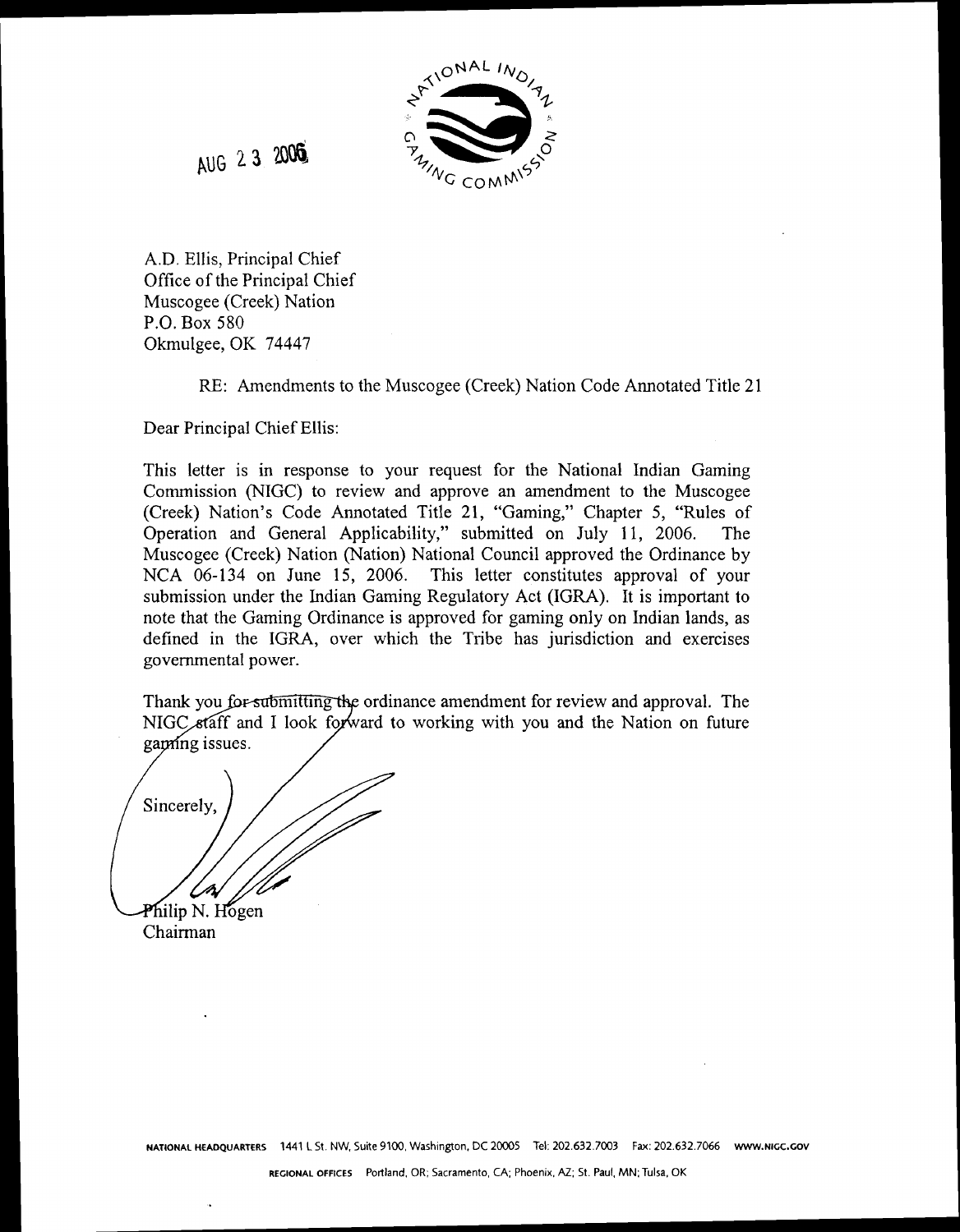AUG 23 2006

A.D. Ellis, Principal Chief
Office of the Principal Chief
Muscogee (Creek) Nation
P.O. Box 580
Okmulgee, OK 74447

RE: Amendments to the Muscogee (Creek) Nation Code Annotated Title 21

Dear Principal Chief Ellis:

This letter is in response to your request for the National Indian Gaming Commission (NIGC) to review and approve an amendment to the Muscogee (Creek) Nation's Code Annotated Title 21, "Gaming," Chapter 5, "Rules of Operation and General Applicability," submitted on July 11, 2006. The Muscogee (Creek) Nation (Nation) National Council approved the Ordinance by NCA 06-134 on June 15, 2006. This letter constitutes approval of your submission under the Indian Gaming Regulatory Act (IGRA). It is important to note that the Gaming Ordinance is approved for gaming only on Indian lands, as defined in the IGRA, over which the Tribe has jurisdiction and exercises governmental power.

Thank you for submitting the ordinance amendment for review and approval. The NIGC staff and I look forward to working with you and the Nation on future gaming issues.

Sincerely,

Philip N. Hogen
Chairman

NATIONAL HEADQUARTERS 1441 L St. NW, Suite 9100, Washington, DC 20005 Tel: 202.632.7003 Fax: 202.632.7066 WWW.NIGC.GOV

REGIONAL OFFICES Portland, OR; Sacramento, CA; Phoenix, AZ; St. Paul, MN; Tulsa, OK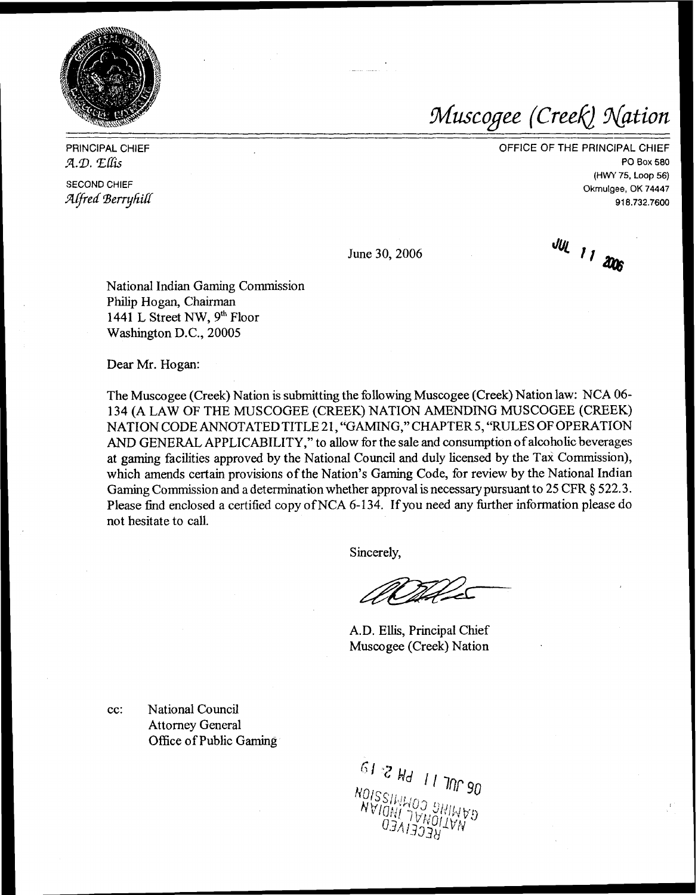# *Muscogee (Creek) Nation*

PRINCIPAL CHIEF
*A.D. Ellis*

SECOND CHIEF
*Alfred Berryhill*

OFFICE OF THE PRINCIPAL CHIEF
PO Box 580
(HWY 75, Loop 56)
Okmulgee, OK 74447
918.732.7600

June 30, 2006

JUL 11 2006

National Indian Gaming Commission
Philip Hogan, Chairman
1441 L Street NW, 9th Floor
Washington D.C., 20005

Dear Mr. Hogan:

The Muscogee (Creek) Nation is submitting the following Muscogee (Creek) Nation law: NCA 06-134 (A LAW OF THE MUSCOGEE (CREEK) NATION AMENDING MUSCOGEE (CREEK) NATION CODE ANNOTATED TITLE 21, "GAMING," CHAPTER 5, "RULES OF OPERATION AND GENERAL APPLICABILITY," to allow for the sale and consumption of alcoholic beverages at gaming facilities approved by the National Council and duly licensed by the Tax Commission), which amends certain provisions of the Nation's Gaming Code, for review by the National Indian Gaming Commission and a determination whether approval is necessary pursuant to 25 CFR § 522.3. Please find enclosed a certified copy of NCA 6-134. If you need any further information please do not hesitate to call.

Sincerely,

A.D. Ellis, Principal Chief
Muscogee (Creek) Nation

cc: National Council
Attorney General
Office of Public Gaming

06 JUL 11 PM 2:19
NATIONAL INDIAN
GAMING COMMISSION
RECEIVED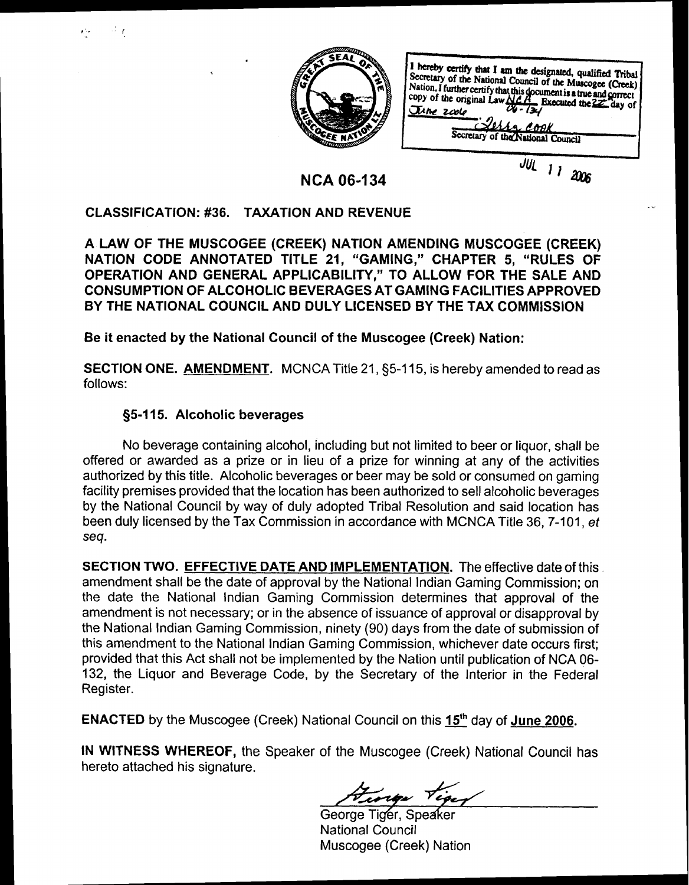I hereby certify that I am the designated, qualified Tribal Secretary of the National Council of the Muscogee (Creek) Nation, I further certify that this document is a true and correct copy of the original Law NCA 06-134 Executed the 22 day of June 2006

Jerry Cook
Secretary of the National Council

JUL 11 2006

# NCA 06-134

## CLASSIFICATION: #36. TAXATION AND REVENUE

**A LAW OF THE MUSCOGEE (CREEK) NATION AMENDING MUSCOGEE (CREEK) NATION CODE ANNOTATED TITLE 21, "GAMING," CHAPTER 5, "RULES OF OPERATION AND GENERAL APPLICABILITY," TO ALLOW FOR THE SALE AND CONSUMPTION OF ALCOHOLIC BEVERAGES AT GAMING FACILITIES APPROVED BY THE NATIONAL COUNCIL AND DULY LICENSED BY THE TAX COMMISSION**

**Be it enacted by the National Council of the Muscogee (Creek) Nation:**

**SECTION ONE. AMENDMENT.** MCNCA Title 21, §5-115, is hereby amended to read as follows:

### §5-115. Alcoholic beverages

No beverage containing alcohol, including but not limited to beer or liquor, shall be offered or awarded as a prize or in lieu of a prize for winning at any of the activities authorized by this title. Alcoholic beverages or beer may be sold or consumed on gaming facility premises provided that the location has been authorized to sell alcoholic beverages by the National Council by way of duly adopted Tribal Resolution and said location has been duly licensed by the Tax Commission in accordance with MCNCA Title 36, 7-101, *et seq.*

**SECTION TWO. EFFECTIVE DATE AND IMPLEMENTATION.** The effective date of this amendment shall be the date of approval by the National Indian Gaming Commission; on the date the National Indian Gaming Commission determines that approval of the amendment is not necessary; or in the absence of issuance of approval or disapproval by the National Indian Gaming Commission, ninety (90) days from the date of submission of this amendment to the National Indian Gaming Commission, whichever date occurs first; provided that this Act shall not be implemented by the Nation until publication of NCA 06-132, the Liquor and Beverage Code, by the Secretary of the Interior in the Federal Register.

**ENACTED** by the Muscogee (Creek) National Council on this **15th** day of **June 2006.**

**IN WITNESS WHEREOF,** the Speaker of the Muscogee (Creek) National Council has hereto attached his signature.

George Tiger, Speaker
National Council
Muscogee (Creek) Nation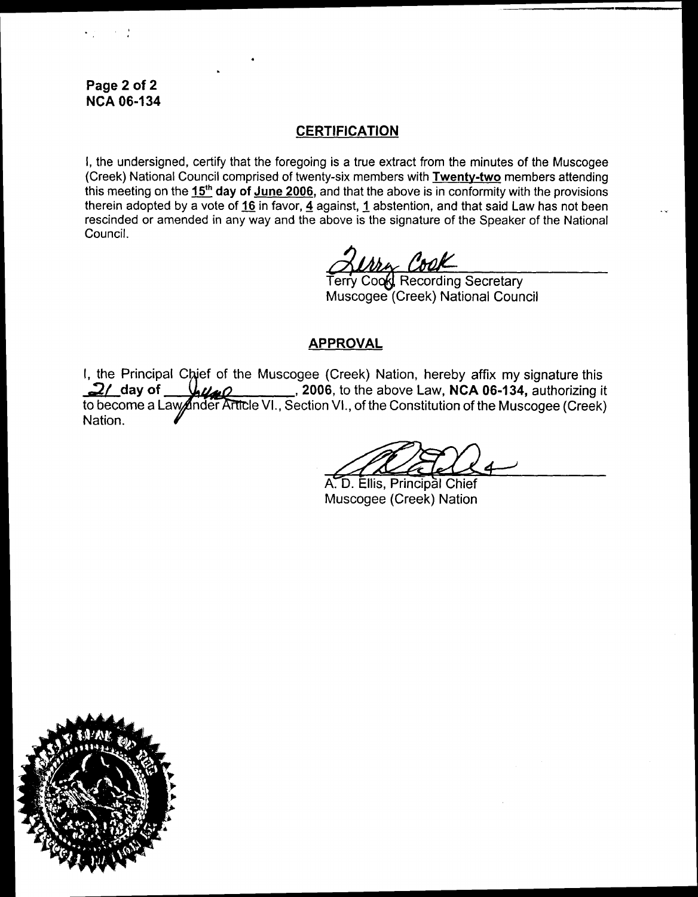Page 2 of 2
NCA 06-134

## CERTIFICATION

I, the undersigned, certify that the foregoing is a true extract from the minutes of the Muscogee (Creek) National Council comprised of twenty-six members with **Twenty-two** members attending this meeting on the **15th day of June 2006**, and that the above is in conformity with the provisions therein adopted by a vote of 16 in favor, 4 against, 1 abstention, and that said Law has not been rescinded or amended in any way and the above is the signature of the Speaker of the National Council.

Terry Cook, Recording Secretary
Muscogee (Creek) National Council

## APPROVAL

I, the Principal Chief of the Muscogee (Creek) Nation, hereby affix my signature this **21 day of June, 2006**, to the above Law, **NCA 06-134,** authorizing it to become a Law under Article VI., Section VI., of the Constitution of the Muscogee (Creek) Nation.

A. D. Ellis, Principal Chief
Muscogee (Creek) Nation